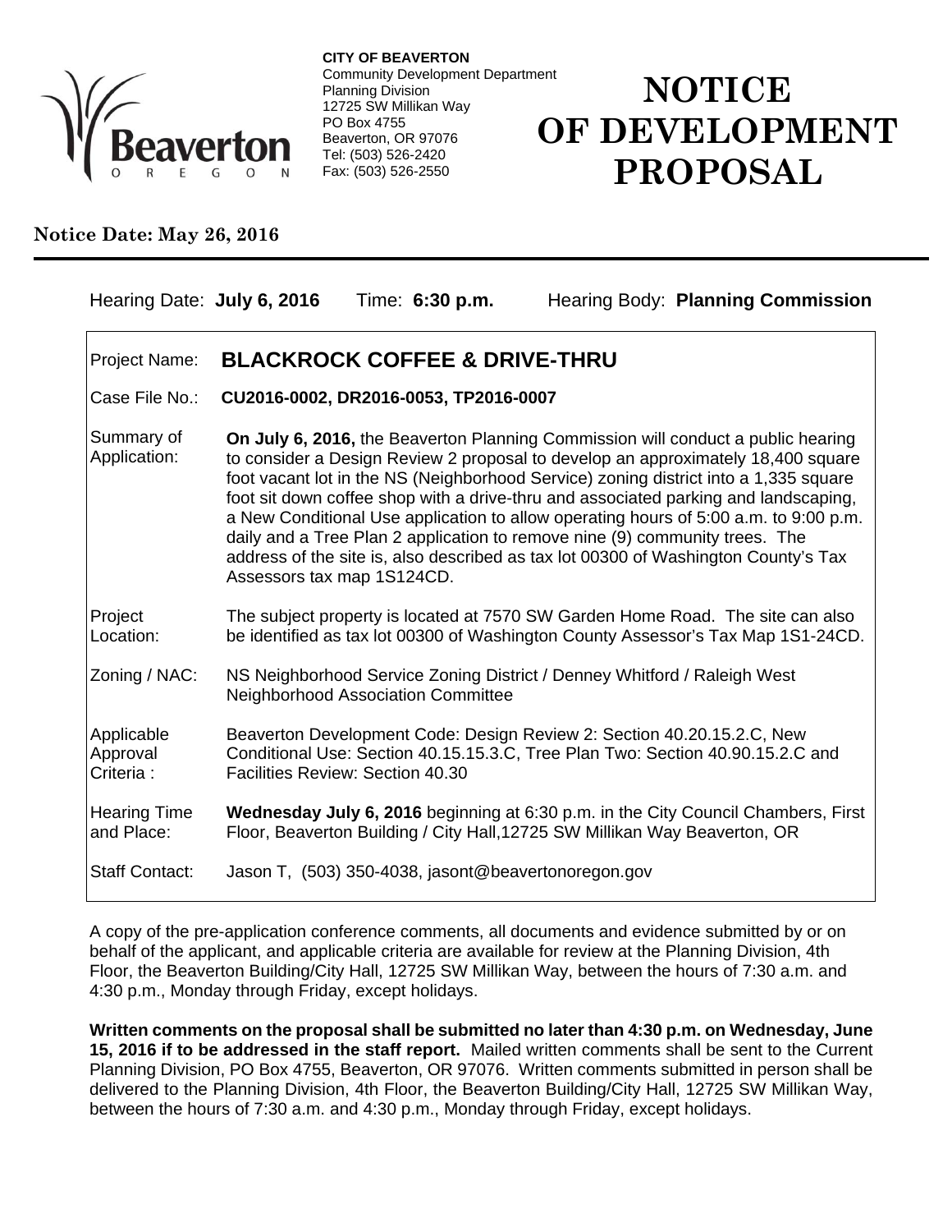**CITY OF BEAVERTON**
Community Development Department
Planning Division
12725 SW Millikan Way
PO Box 4755
Beaverton, OR 97076
Tel: (503) 526-2420
Fax: (503) 526-2550

# NOTICE OF DEVELOPMENT PROPOSAL

**Notice Date: May 26, 2016**

Hearing Date: **July 6, 2016** Time: **6:30 p.m.** Hearing Body: **Planning Commission**

| | |
|---|---|
| Project Name: | **BLACKROCK COFFEE & DRIVE-THRU** |
| Case File No.: | **CU2016-0002, DR2016-0053, TP2016-0007** |
| Summary of Application: | **On July 6, 2016,** the Beaverton Planning Commission will conduct a public hearing to consider a Design Review 2 proposal to develop an approximately 18,400 square foot vacant lot in the NS (Neighborhood Service) zoning district into a 1,335 square foot sit down coffee shop with a drive-thru and associated parking and landscaping, a New Conditional Use application to allow operating hours of 5:00 a.m. to 9:00 p.m. daily and a Tree Plan 2 application to remove nine (9) community trees. The address of the site is, also described as tax lot 00300 of Washington County's Tax Assessors tax map 1S124CD. |
| Project Location: | The subject property is located at 7570 SW Garden Home Road. The site can also be identified as tax lot 00300 of Washington County Assessor's Tax Map 1S1-24CD. |
| Zoning / NAC: | NS Neighborhood Service Zoning District / Denney Whitford / Raleigh West Neighborhood Association Committee |
| Applicable Approval Criteria : | Beaverton Development Code: Design Review 2: Section 40.20.15.2.C, New Conditional Use: Section 40.15.15.3.C, Tree Plan Two: Section 40.90.15.2.C and Facilities Review: Section 40.30 |
| Hearing Time and Place: | **Wednesday July 6, 2016** beginning at 6:30 p.m. in the City Council Chambers, First Floor, Beaverton Building / City Hall,12725 SW Millikan Way Beaverton, OR |
| Staff Contact: | Jason T, (503) 350-4038, jasont@beavertonoregon.gov |

A copy of the pre-application conference comments, all documents and evidence submitted by or on behalf of the applicant, and applicable criteria are available for review at the Planning Division, 4th Floor, the Beaverton Building/City Hall, 12725 SW Millikan Way, between the hours of 7:30 a.m. and 4:30 p.m., Monday through Friday, except holidays.

**Written comments on the proposal shall be submitted no later than 4:30 p.m. on Wednesday, June 15, 2016 if to be addressed in the staff report.** Mailed written comments shall be sent to the Current Planning Division, PO Box 4755, Beaverton, OR 97076. Written comments submitted in person shall be delivered to the Planning Division, 4th Floor, the Beaverton Building/City Hall, 12725 SW Millikan Way, between the hours of 7:30 a.m. and 4:30 p.m., Monday through Friday, except holidays.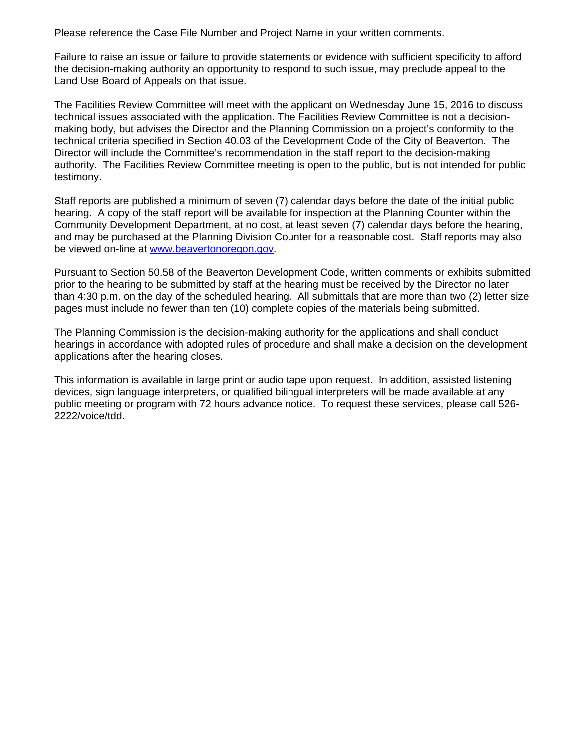Please reference the Case File Number and Project Name in your written comments.

Failure to raise an issue or failure to provide statements or evidence with sufficient specificity to afford the decision-making authority an opportunity to respond to such issue, may preclude appeal to the Land Use Board of Appeals on that issue.

The Facilities Review Committee will meet with the applicant on Wednesday June 15, 2016 to discuss technical issues associated with the application. The Facilities Review Committee is not a decision-making body, but advises the Director and the Planning Commission on a project's conformity to the technical criteria specified in Section 40.03 of the Development Code of the City of Beaverton. The Director will include the Committee's recommendation in the staff report to the decision-making authority. The Facilities Review Committee meeting is open to the public, but is not intended for public testimony.

Staff reports are published a minimum of seven (7) calendar days before the date of the initial public hearing. A copy of the staff report will be available for inspection at the Planning Counter within the Community Development Department, at no cost, at least seven (7) calendar days before the hearing, and may be purchased at the Planning Division Counter for a reasonable cost. Staff reports may also be viewed on-line at [www.beavertonoregon.gov](http://www.beavertonoregon.gov).

Pursuant to Section 50.58 of the Beaverton Development Code, written comments or exhibits submitted prior to the hearing to be submitted by staff at the hearing must be received by the Director no later than 4:30 p.m. on the day of the scheduled hearing. All submittals that are more than two (2) letter size pages must include no fewer than ten (10) complete copies of the materials being submitted.

The Planning Commission is the decision-making authority for the applications and shall conduct hearings in accordance with adopted rules of procedure and shall make a decision on the development applications after the hearing closes.

This information is available in large print or audio tape upon request. In addition, assisted listening devices, sign language interpreters, or qualified bilingual interpreters will be made available at any public meeting or program with 72 hours advance notice. To request these services, please call 526-2222/voice/tdd.